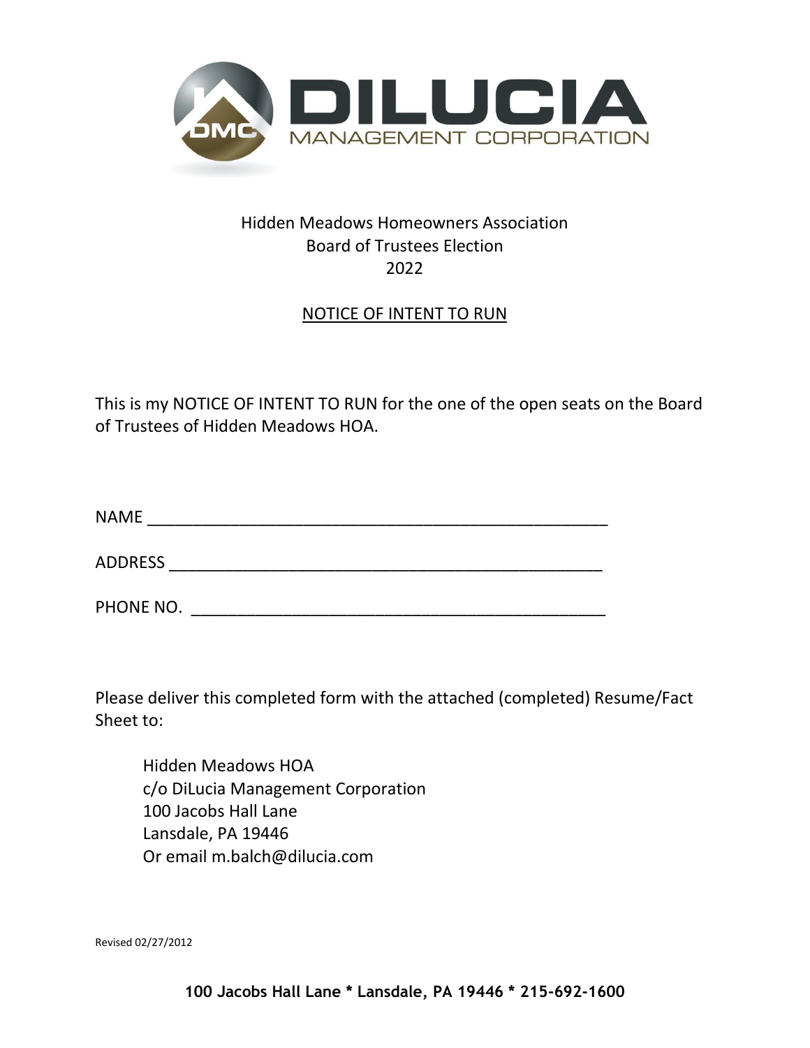DILUCIA
MANAGEMENT CORPORATION

Hidden Meadows Homeowners Association
Board of Trustees Election
2022

NOTICE OF INTENT TO RUN

This is my NOTICE OF INTENT TO RUN for the one of the open seats on the Board of Trustees of Hidden Meadows HOA.

NAME ____________________________________________________

ADDRESS _________________________________________________

PHONE NO. _______________________________________________

Please deliver this completed form with the attached (completed) Resume/Fact Sheet to:

Hidden Meadows HOA
c/o DiLucia Management Corporation
100 Jacobs Hall Lane
Lansdale, PA 19446
Or email m.balch@dilucia.com

Revised 02/27/2012

**100 Jacobs Hall Lane * Lansdale, PA 19446 * 215-692-1600**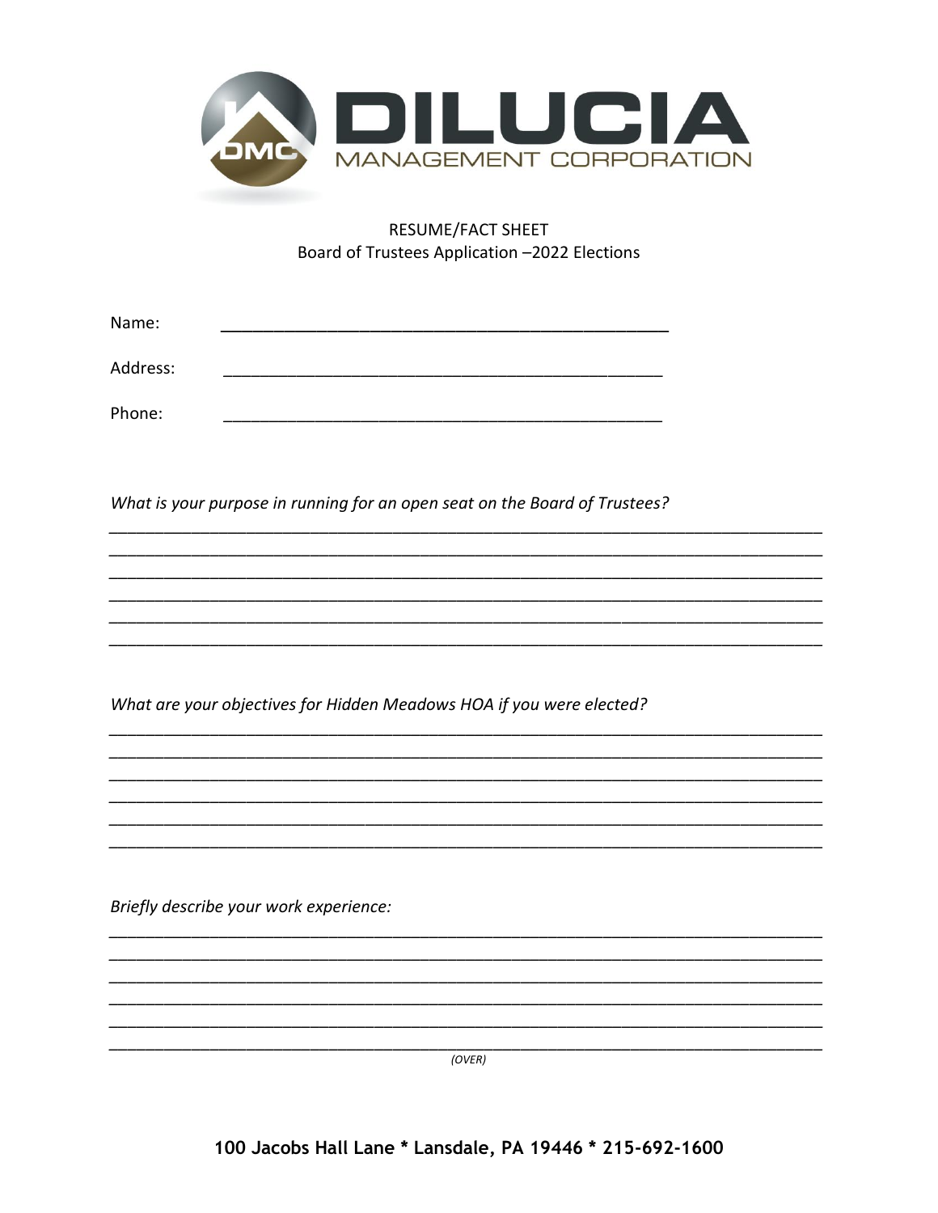DILUCIA
MANAGEMENT CORPORATION

RESUME/FACT SHEET
Board of Trustees Application –2022 Elections

Name: ______________________________________________

Address: ______________________________________________

Phone: ______________________________________________

*What is your purpose in running for an open seat on the Board of Trustees?*

_______________________________________________________________________________
_______________________________________________________________________________
_______________________________________________________________________________
_______________________________________________________________________________
_______________________________________________________________________________
_______________________________________________________________________________

*What are your objectives for Hidden Meadows HOA if you were elected?*

_______________________________________________________________________________
_______________________________________________________________________________
_______________________________________________________________________________
_______________________________________________________________________________
_______________________________________________________________________________
_______________________________________________________________________________

*Briefly describe your work experience:*

_______________________________________________________________________________
_______________________________________________________________________________
_______________________________________________________________________________
_______________________________________________________________________________
_______________________________________________________________________________
_______________________________________________________________________________

*(OVER)*

**100 Jacobs Hall Lane * Lansdale, PA 19446 * 215-692-1600**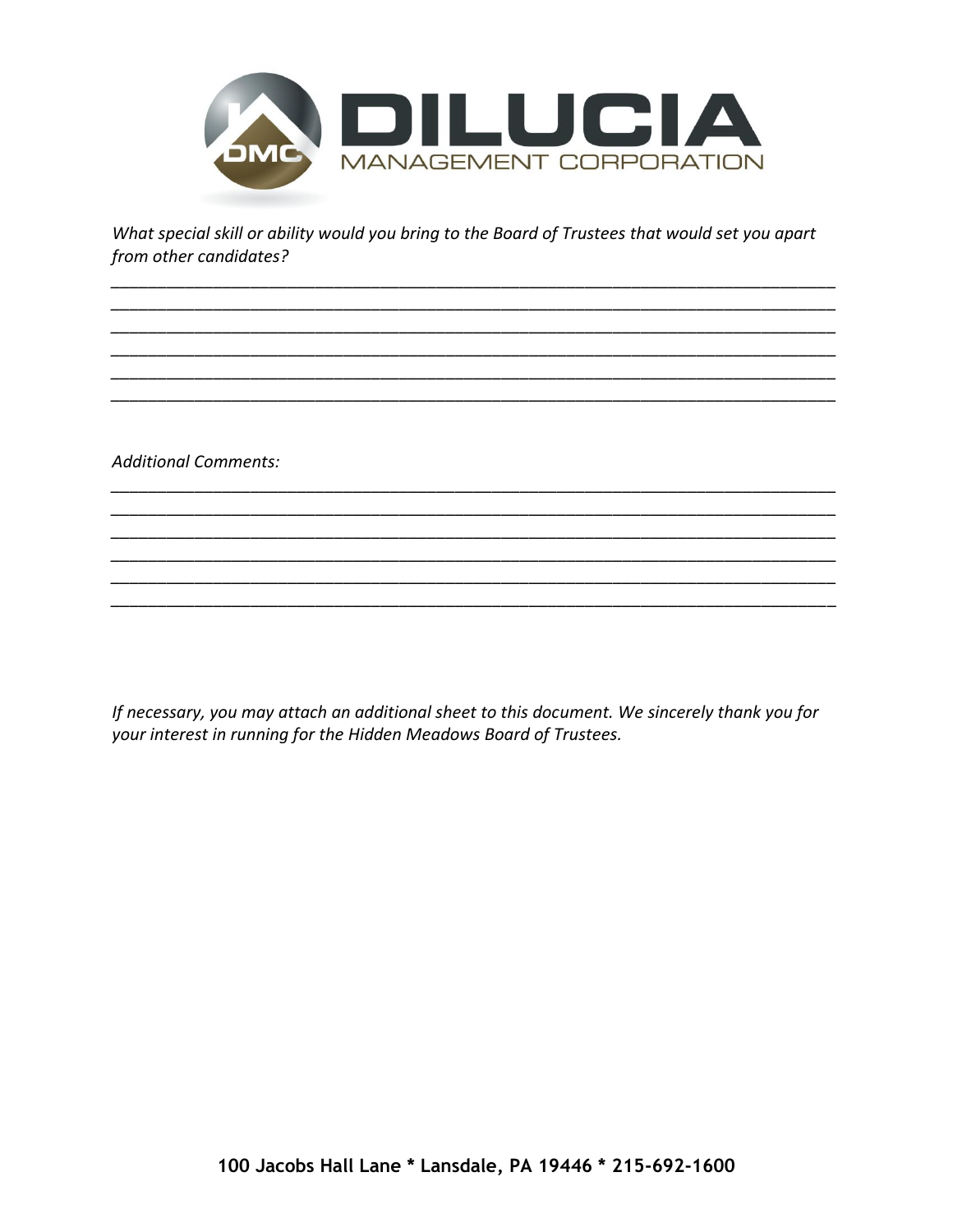DILUCIA MANAGEMENT CORPORATION

*What special skill or ability would you bring to the Board of Trustees that would set you apart from other candidates?*

\_\_\_\_\_\_\_\_\_\_\_\_\_\_\_\_\_\_\_\_\_\_\_\_\_\_\_\_\_\_\_\_\_\_\_\_\_\_\_\_\_\_\_\_\_\_\_\_\_\_\_\_\_\_\_\_\_\_\_\_\_\_\_\_\_\_\_\_\_\_\_\_\_\_\_\_\_\_\_\_
\_\_\_\_\_\_\_\_\_\_\_\_\_\_\_\_\_\_\_\_\_\_\_\_\_\_\_\_\_\_\_\_\_\_\_\_\_\_\_\_\_\_\_\_\_\_\_\_\_\_\_\_\_\_\_\_\_\_\_\_\_\_\_\_\_\_\_\_\_\_\_\_\_\_\_\_\_\_\_\_
\_\_\_\_\_\_\_\_\_\_\_\_\_\_\_\_\_\_\_\_\_\_\_\_\_\_\_\_\_\_\_\_\_\_\_\_\_\_\_\_\_\_\_\_\_\_\_\_\_\_\_\_\_\_\_\_\_\_\_\_\_\_\_\_\_\_\_\_\_\_\_\_\_\_\_\_\_\_\_\_
\_\_\_\_\_\_\_\_\_\_\_\_\_\_\_\_\_\_\_\_\_\_\_\_\_\_\_\_\_\_\_\_\_\_\_\_\_\_\_\_\_\_\_\_\_\_\_\_\_\_\_\_\_\_\_\_\_\_\_\_\_\_\_\_\_\_\_\_\_\_\_\_\_\_\_\_\_\_\_\_
\_\_\_\_\_\_\_\_\_\_\_\_\_\_\_\_\_\_\_\_\_\_\_\_\_\_\_\_\_\_\_\_\_\_\_\_\_\_\_\_\_\_\_\_\_\_\_\_\_\_\_\_\_\_\_\_\_\_\_\_\_\_\_\_\_\_\_\_\_\_\_\_\_\_\_\_\_\_\_\_
\_\_\_\_\_\_\_\_\_\_\_\_\_\_\_\_\_\_\_\_\_\_\_\_\_\_\_\_\_\_\_\_\_\_\_\_\_\_\_\_\_\_\_\_\_\_\_\_\_\_\_\_\_\_\_\_\_\_\_\_\_\_\_\_\_\_\_\_\_\_\_\_\_\_\_\_\_\_\_\_

*Additional Comments:*

\_\_\_\_\_\_\_\_\_\_\_\_\_\_\_\_\_\_\_\_\_\_\_\_\_\_\_\_\_\_\_\_\_\_\_\_\_\_\_\_\_\_\_\_\_\_\_\_\_\_\_\_\_\_\_\_\_\_\_\_\_\_\_\_\_\_\_\_\_\_\_\_\_\_\_\_\_\_\_\_
\_\_\_\_\_\_\_\_\_\_\_\_\_\_\_\_\_\_\_\_\_\_\_\_\_\_\_\_\_\_\_\_\_\_\_\_\_\_\_\_\_\_\_\_\_\_\_\_\_\_\_\_\_\_\_\_\_\_\_\_\_\_\_\_\_\_\_\_\_\_\_\_\_\_\_\_\_\_\_\_
\_\_\_\_\_\_\_\_\_\_\_\_\_\_\_\_\_\_\_\_\_\_\_\_\_\_\_\_\_\_\_\_\_\_\_\_\_\_\_\_\_\_\_\_\_\_\_\_\_\_\_\_\_\_\_\_\_\_\_\_\_\_\_\_\_\_\_\_\_\_\_\_\_\_\_\_\_\_\_\_
\_\_\_\_\_\_\_\_\_\_\_\_\_\_\_\_\_\_\_\_\_\_\_\_\_\_\_\_\_\_\_\_\_\_\_\_\_\_\_\_\_\_\_\_\_\_\_\_\_\_\_\_\_\_\_\_\_\_\_\_\_\_\_\_\_\_\_\_\_\_\_\_\_\_\_\_\_\_\_\_
\_\_\_\_\_\_\_\_\_\_\_\_\_\_\_\_\_\_\_\_\_\_\_\_\_\_\_\_\_\_\_\_\_\_\_\_\_\_\_\_\_\_\_\_\_\_\_\_\_\_\_\_\_\_\_\_\_\_\_\_\_\_\_\_\_\_\_\_\_\_\_\_\_\_\_\_\_\_\_\_
\_\_\_\_\_\_\_\_\_\_\_\_\_\_\_\_\_\_\_\_\_\_\_\_\_\_\_\_\_\_\_\_\_\_\_\_\_\_\_\_\_\_\_\_\_\_\_\_\_\_\_\_\_\_\_\_\_\_\_\_\_\_\_\_\_\_\_\_\_\_\_\_\_\_\_\_\_\_\_\_

*If necessary, you may attach an additional sheet to this document. We sincerely thank you for your interest in running for the Hidden Meadows Board of Trustees.*

**100 Jacobs Hall Lane * Lansdale, PA 19446 * 215-692-1600**